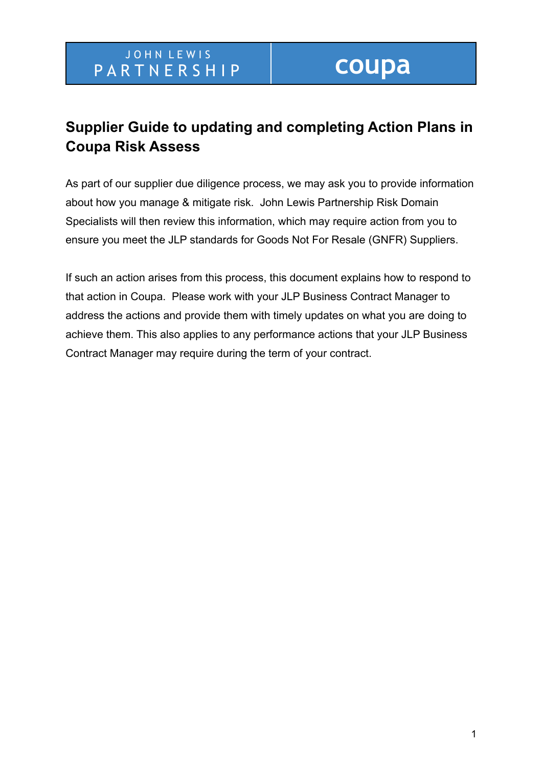JOHN LEWIS PARTNERSHIP | coupa

# Supplier Guide to updating and completing Action Plans in Coupa Risk Assess

As part of our supplier due diligence process, we may ask you to provide information about how you manage & mitigate risk. John Lewis Partnership Risk Domain Specialists will then review this information, which may require action from you to ensure you meet the JLP standards for Goods Not For Resale (GNFR) Suppliers.

If such an action arises from this process, this document explains how to respond to that action in Coupa. Please work with your JLP Business Contract Manager to address the actions and provide them with timely updates on what you are doing to achieve them. This also applies to any performance actions that your JLP Business Contract Manager may require during the term of your contract.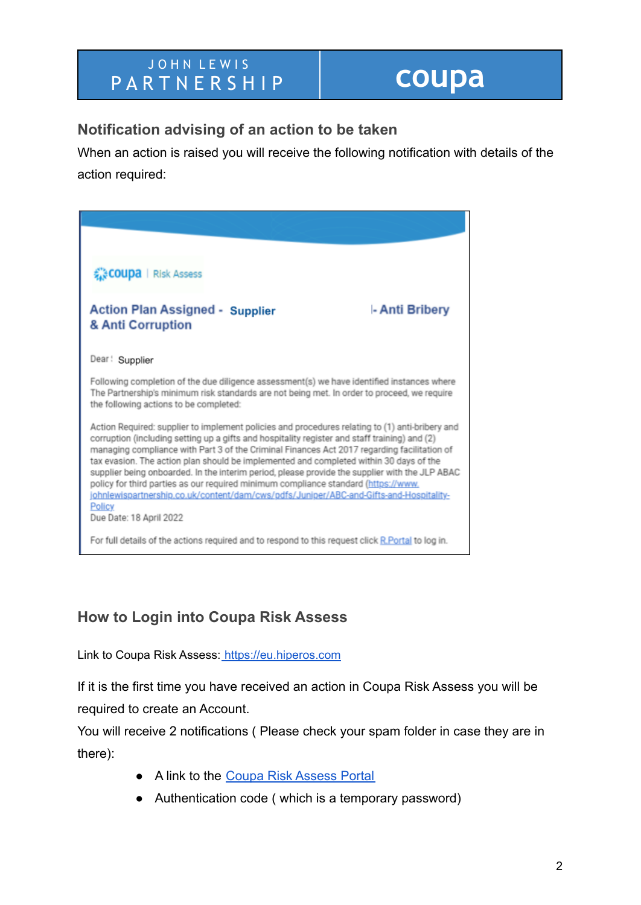JOHN LEWIS PARTNERSHIP | coupa

## Notification advising of an action to be taken

When an action is raised you will receive the following notification with details of the action required:

coupa | Risk Assess

**Action Plan Assigned - Supplier |- Anti Bribery & Anti Corruption**

Dear : Supplier

Following completion of the due diligence assessment(s) we have identified instances where The Partnership's minimum risk standards are not being met. In order to proceed, we require the following actions to be completed:

Action Required: supplier to implement policies and procedures relating to (1) anti-bribery and corruption (including setting up a gifts and hospitality register and staff training) and (2) managing compliance with Part 3 of the Criminal Finances Act 2017 regarding facilitation of tax evasion. The action plan should be implemented and completed within 30 days of the supplier being onboarded. In the interim period, please provide the supplier with the JLP ABAC policy for third parties as our required minimum compliance standard (https://www.johnlewispartnership.co.uk/content/dam/cws/pdfs/Juniper/ABC-and-Gifts-and-Hospitality-Policy
Due Date: 18 April 2022

For full details of the actions required and to respond to this request click R Portal to log in.

## How to Login into Coupa Risk Assess

Link to Coupa Risk Assess: https://eu.hiperos.com

If it is the first time you have received an action in Coupa Risk Assess you will be required to create an Account.

You will receive 2 notifications ( Please check your spam folder in case they are in there):

- A link to the Coupa Risk Assess Portal
- Authentication code ( which is a temporary password)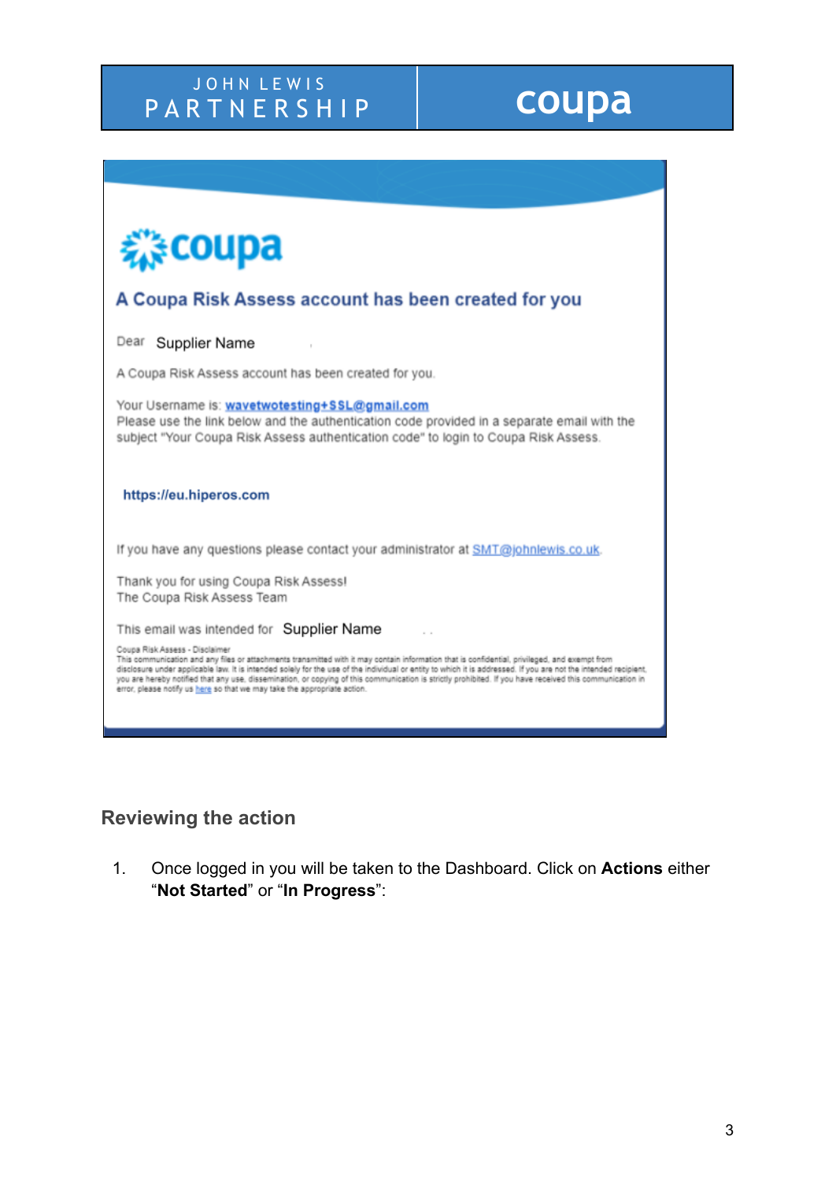JOHN LEWIS PARTNERSHIP | coupa

coupa

### A Coupa Risk Assess account has been created for you

Dear Supplier Name

A Coupa Risk Assess account has been created for you.

Your Username is: wavetwotesting+SSL@gmail.com
Please use the link below and the authentication code provided in a separate email with the subject "Your Coupa Risk Assess authentication code" to login to Coupa Risk Assess.

https://eu.hiperos.com

If you have any questions please contact your administrator at SMT@johnlewis.co.uk.

Thank you for using Coupa Risk Assess!
The Coupa Risk Assess Team

This email was intended for Supplier Name

Coupa Risk Assess - Disclaimer
This communication and any files or attachments transmitted with it may contain information that is confidential, privileged, and exempt from disclosure under applicable law. It is intended solely for the use of the individual or entity to which it is addressed. If you are not the intended recipient, you are hereby notified that any use, dissemination, or copying of this communication is strictly prohibited. If you have received this communication in error, please notify us here so that we may take the appropriate action.

## Reviewing the action

1. Once logged in you will be taken to the Dashboard. Click on **Actions** either "**Not Started**" or "**In Progress**":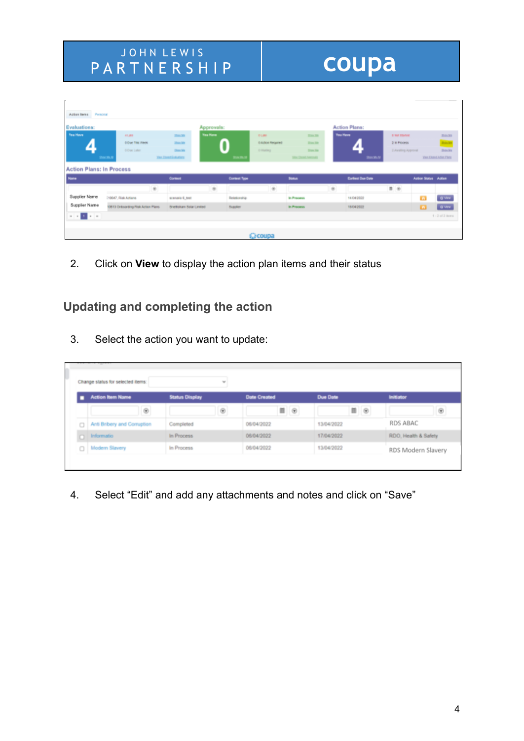2. Click on **View** to display the action plan items and their status

## Updating and completing the action

3. Select the action you want to update:

4. Select “Edit” and add any attachments and notes and click on “Save”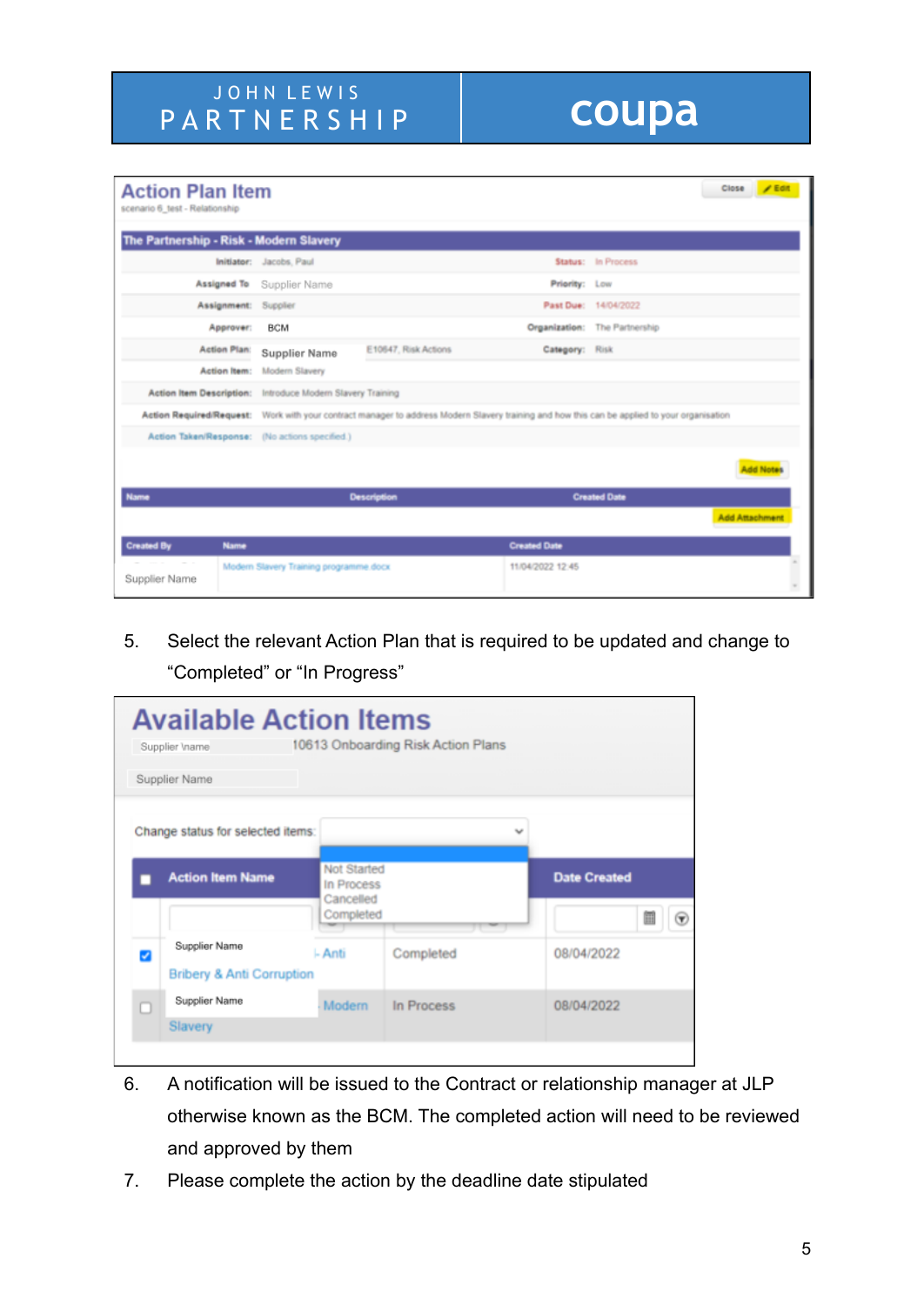**Action Plan Item**

scenario 6_test - Relationship

Close | Edit

**The Partnership - Risk - Modern Slavery**

| | | | |
|---|---|---|---|
| **Initiator:** | Jacobs, Paul | **Status:** | In Process |
| **Assigned To** | Supplier Name | **Priority:** | Low |
| **Assignment:** | Supplier | **Past Due:** | 14/04/2022 |
| **Approver:** | BCM | **Organization:** | The Partnership |
| **Action Plan:** | Supplier Name E10647, Risk Actions | **Category:** | Risk |
| **Action Item:** | Modern Slavery | | |
| **Action Item Description:** | Introduce Modern Slavery Training | | |
| **Action Required/Request:** | Work with your contract manager to address Modern Slavery training and how this can be applied to your organisation | | |
| **Action Taken/Response:** | (No actions specified.) | | |

Add Notes

| Name | Description | Created Date |
|---|---|---|

Add Attachment

| Created By | Name | Created Date |
|---|---|---|
| Supplier Name | Modern Slavery Training programme.docx | 11/04/2022 12:45 |

5. Select the relevant Action Plan that is required to be updated and change to "Completed" or "In Progress"

**Available Action Items**

Supplier Name 10613 Onboarding Risk Action Plans

Supplier Name

Change status for selected items: Not Started / In Process / Cancelled / Completed

| | Action Item Name | | Status | Date Created |
|---|---|---|---|---|
| ☑ | Supplier Name Bribery & Anti Corruption | - Anti | Completed | 08/04/2022 |
| ☐ | Supplier Name Slavery | - Modern | In Process | 08/04/2022 |

6. A notification will be issued to the Contract or relationship manager at JLP otherwise known as the BCM. The completed action will need to be reviewed and approved by them
7. Please complete the action by the deadline date stipulated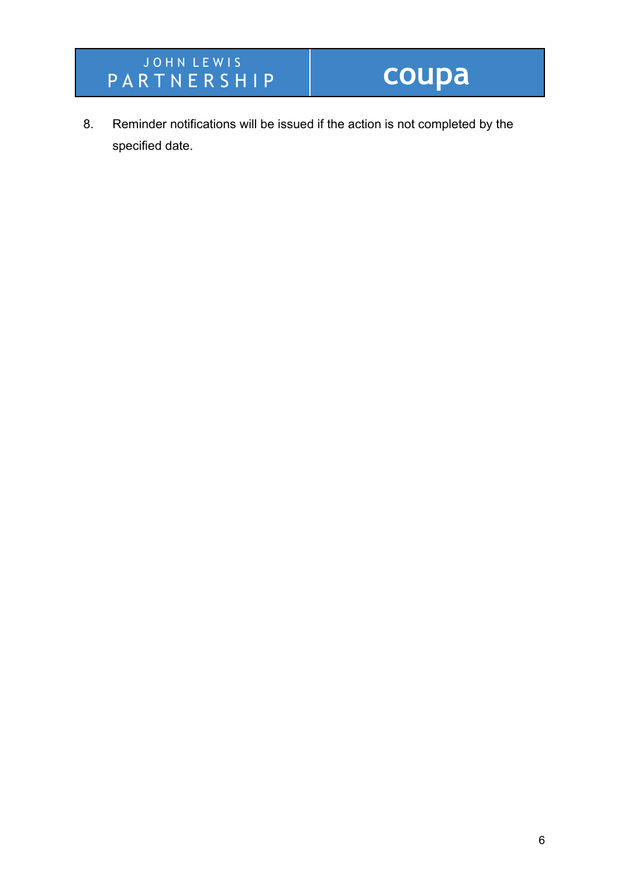8. Reminder notifications will be issued if the action is not completed by the specified date.